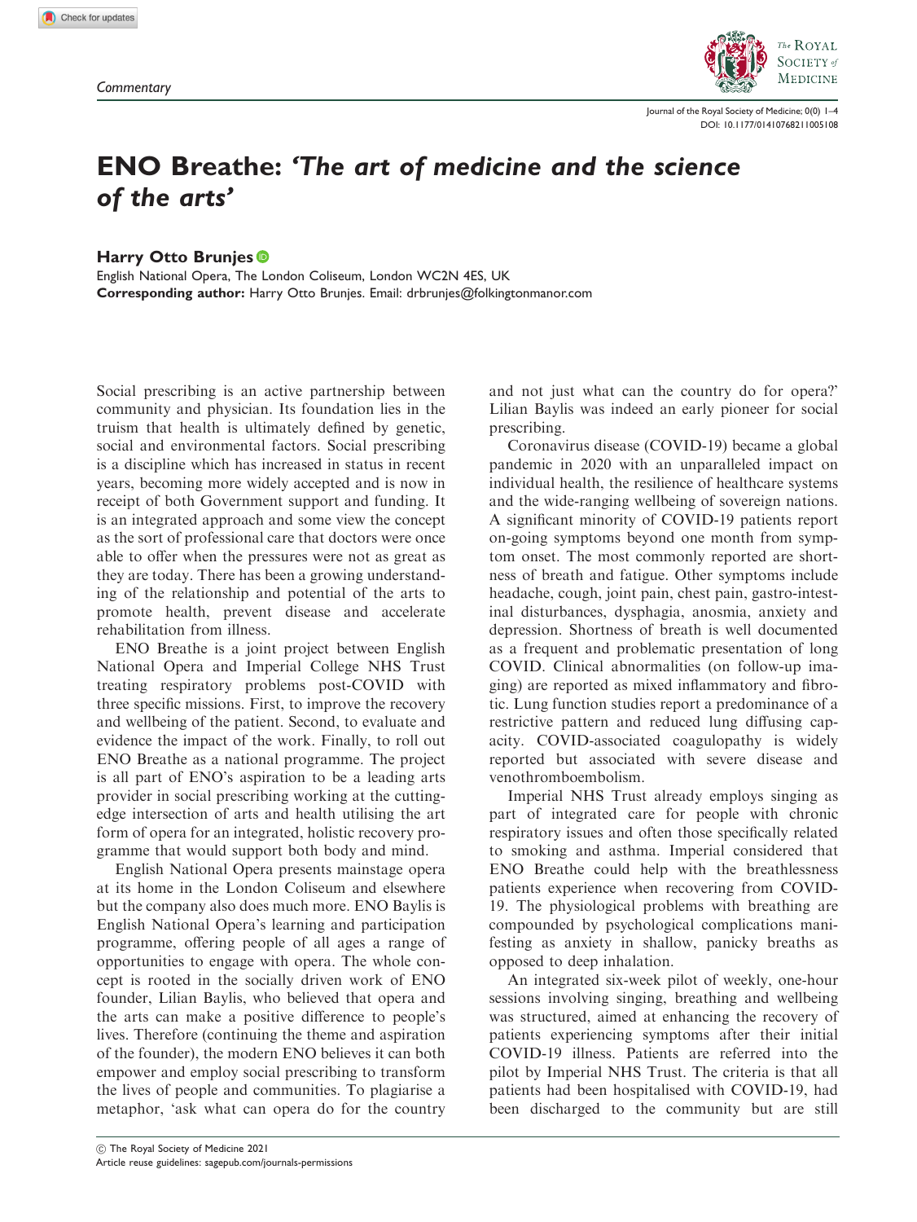Commentary

# ENO Breathe: *'The art of medicine and the science of the arts'*

**Harry Otto Brunjes**

English National Opera, The London Coliseum, London WC2N 4ES, UK

**Corresponding author:** Harry Otto Brunjes. Email: drbrunjes@folkingtonmanor.com

Social prescribing is an active partnership between community and physician. Its foundation lies in the truism that health is ultimately defined by genetic, social and environmental factors. Social prescribing is a discipline which has increased in status in recent years, becoming more widely accepted and is now in receipt of both Government support and funding. It is an integrated approach and some view the concept as the sort of professional care that doctors were once able to offer when the pressures were not as great as they are today. There has been a growing understanding of the relationship and potential of the arts to promote health, prevent disease and accelerate rehabilitation from illness.

ENO Breathe is a joint project between English National Opera and Imperial College NHS Trust treating respiratory problems post-COVID with three specific missions. First, to improve the recovery and wellbeing of the patient. Second, to evaluate and evidence the impact of the work. Finally, to roll out ENO Breathe as a national programme. The project is all part of ENO's aspiration to be a leading arts provider in social prescribing working at the cutting-edge intersection of arts and health utilising the art form of opera for an integrated, holistic recovery programme that would support both body and mind.

English National Opera presents mainstage opera at its home in the London Coliseum and elsewhere but the company also does much more. ENO Baylis is English National Opera's learning and participation programme, offering people of all ages a range of opportunities to engage with opera. The whole concept is rooted in the socially driven work of ENO founder, Lilian Baylis, who believed that opera and the arts can make a positive difference to people's lives. Therefore (continuing the theme and aspiration of the founder), the modern ENO believes it can both empower and employ social prescribing to transform the lives of people and communities. To plagiarise a metaphor, 'ask what can opera do for the country and not just what can the country do for opera?' Lilian Baylis was indeed an early pioneer for social prescribing.

Coronavirus disease (COVID-19) became a global pandemic in 2020 with an unparalleled impact on individual health, the resilience of healthcare systems and the wide-ranging wellbeing of sovereign nations. A significant minority of COVID-19 patients report on-going symptoms beyond one month from symptom onset. The most commonly reported are shortness of breath and fatigue. Other symptoms include headache, cough, joint pain, chest pain, gastro-intestinal disturbances, dysphagia, anosmia, anxiety and depression. Shortness of breath is well documented as a frequent and problematic presentation of long COVID. Clinical abnormalities (on follow-up imaging) are reported as mixed inflammatory and fibrotic. Lung function studies report a predominance of a restrictive pattern and reduced lung diffusing capacity. COVID-associated coagulopathy is widely reported but associated with severe disease and venothromboembolism.

Imperial NHS Trust already employs singing as part of integrated care for people with chronic respiratory issues and often those specifically related to smoking and asthma. Imperial considered that ENO Breathe could help with the breathlessness patients experience when recovering from COVID-19. The physiological problems with breathing are compounded by psychological complications manifesting as anxiety in shallow, panicky breaths as opposed to deep inhalation.

An integrated six-week pilot of weekly, one-hour sessions involving singing, breathing and wellbeing was structured, aimed at enhancing the recovery of patients experiencing symptoms after their initial COVID-19 illness. Patients are referred into the pilot by Imperial NHS Trust. The criteria is that all patients had been hospitalised with COVID-19, had been discharged to the community but are still

© The Royal Society of Medicine 2021

Article reuse guidelines: sagepub.com/journals-permissions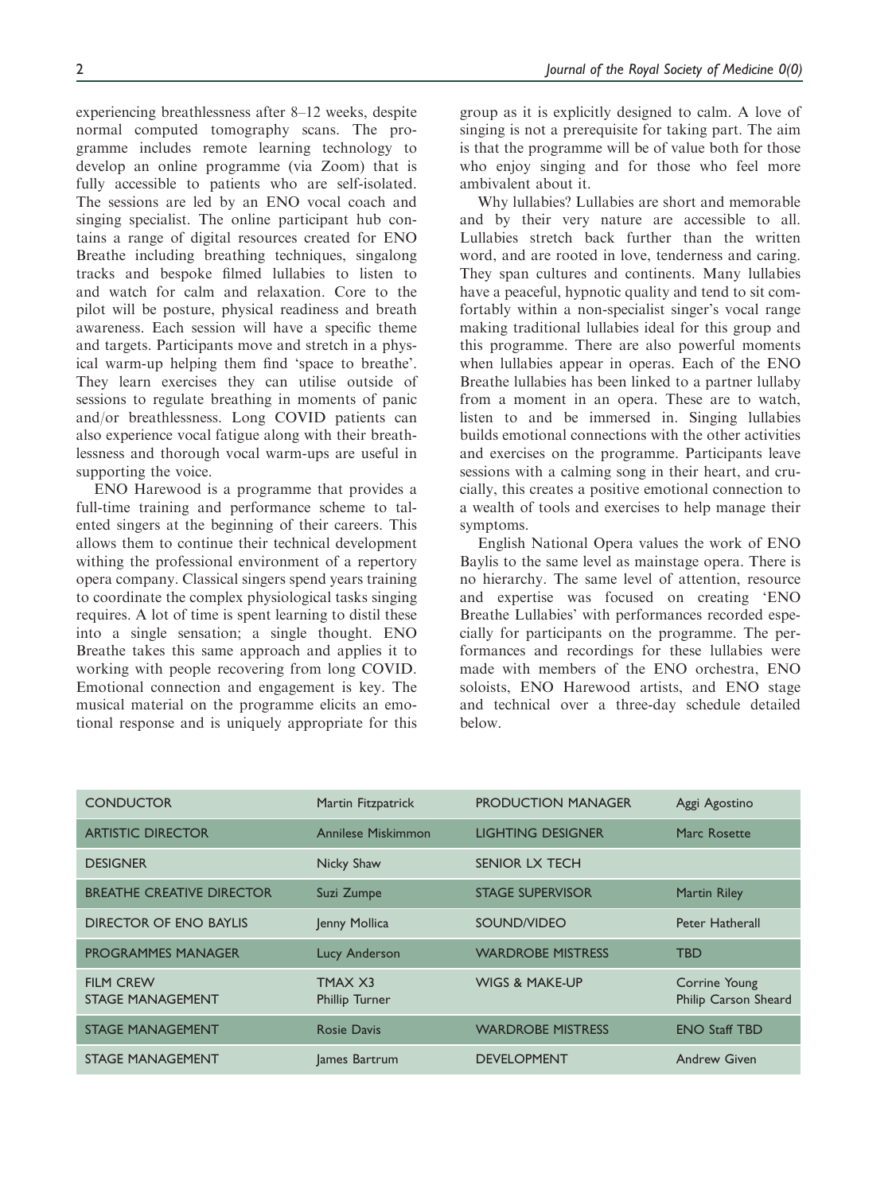experiencing breathlessness after 8–12 weeks, despite normal computed tomography scans. The programme includes remote learning technology to develop an online programme (via Zoom) that is fully accessible to patients who are self-isolated. The sessions are led by an ENO vocal coach and singing specialist. The online participant hub contains a range of digital resources created for ENO Breathe including breathing techniques, singalong tracks and bespoke filmed lullabies to listen to and watch for calm and relaxation. Core to the pilot will be posture, physical readiness and breath awareness. Each session will have a specific theme and targets. Participants move and stretch in a physical warm-up helping them find 'space to breathe'. They learn exercises they can utilise outside of sessions to regulate breathing in moments of panic and/or breathlessness. Long COVID patients can also experience vocal fatigue along with their breathlessness and thorough vocal warm-ups are useful in supporting the voice.

ENO Harewood is a programme that provides a full-time training and performance scheme to talented singers at the beginning of their careers. This allows them to continue their technical development withing the professional environment of a repertory opera company. Classical singers spend years training to coordinate the complex physiological tasks singing requires. A lot of time is spent learning to distil these into a single sensation; a single thought. ENO Breathe takes this same approach and applies it to working with people recovering from long COVID. Emotional connection and engagement is key. The musical material on the programme elicits an emotional response and is uniquely appropriate for this group as it is explicitly designed to calm. A love of singing is not a prerequisite for taking part. The aim is that the programme will be of value both for those who enjoy singing and for those who feel more ambivalent about it.

Why lullabies? Lullabies are short and memorable and by their very nature are accessible to all. Lullabies stretch back further than the written word, and are rooted in love, tenderness and caring. They span cultures and continents. Many lullabies have a peaceful, hypnotic quality and tend to sit comfortably within a non-specialist singer's vocal range making traditional lullabies ideal for this group and this programme. There are also powerful moments when lullabies appear in operas. Each of the ENO Breathe lullabies has been linked to a partner lullaby from a moment in an opera. These are to watch, listen to and be immersed in. Singing lullabies builds emotional connections with the other activities and exercises on the programme. Participants leave sessions with a calming song in their heart, and crucially, this creates a positive emotional connection to a wealth of tools and exercises to help manage their symptoms.

English National Opera values the work of ENO Baylis to the same level as mainstage opera. There is no hierarchy. The same level of attention, resource and expertise was focused on creating 'ENO Breathe Lullabies' with performances recorded especially for participants on the programme. The performances and recordings for these lullabies were made with members of the ENO orchestra, ENO soloists, ENO Harewood artists, and ENO stage and technical over a three-day schedule detailed below.

| | | | |
|---|---|---|---|
| CONDUCTOR | Martin Fitzpatrick | PRODUCTION MANAGER | Aggi Agostino |
| ARTISTIC DIRECTOR | Annilese Miskimmon | LIGHTING DESIGNER | Marc Rosette |
| DESIGNER | Nicky Shaw | SENIOR LX TECH | |
| BREATHE CREATIVE DIRECTOR | Suzi Zumpe | STAGE SUPERVISOR | Martin Riley |
| DIRECTOR OF ENO BAYLIS | Jenny Mollica | SOUND/VIDEO | Peter Hatherall |
| PROGRAMMES MANAGER | Lucy Anderson | WARDROBE MISTRESS | TBD |
| FILM CREW<br>STAGE MANAGEMENT | TMAX X3<br>Phillip Turner | WIGS & MAKE-UP | Corrine Young<br>Philip Carson Sheard |
| STAGE MANAGEMENT | Rosie Davis | WARDROBE MISTRESS | ENO Staff TBD |
| STAGE MANAGEMENT | James Bartrum | DEVELOPMENT | Andrew Given |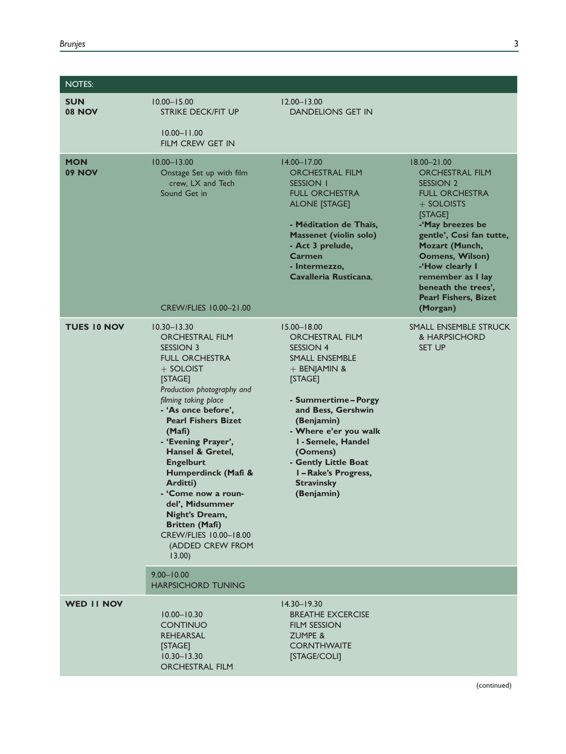| NOTES: | | | |
|---|---|---|---|
| **SUN 08 NOV** | 10.00–15.00 STRIKE DECK/FIT UP<br><br>10.00–11.00 FILM CREW GET IN | 12.00–13.00 DANDELIONS GET IN | |
| **MON 09 NOV** | 10.00–13.00 Onstage Set up with film crew, LX and Tech Sound Get in<br><br>CREW/FLIES 10.00–21.00 | 14.00–17.00 ORCHESTRAL FILM SESSION 1 FULL ORCHESTRA ALONE [STAGE]<br><br>**- Méditation de Thaïs, Massenet (violin solo)**<br>**- Act 3 prelude, Carmen**<br>**- Intermezzo, Cavalleria Rusticana**, | 18.00–21.00 ORCHESTRAL FILM SESSION 2 FULL ORCHESTRA + SOLOISTS [STAGE]<br>**-'May breezes be gentle', Cosi fan tutte, Mozart (Munch, Oomens, Wilson)**<br>**-'How clearly I remember as I lay beneath the trees', Pearl Fishers, Bizet (Morgan)** |
| **TUES 10 NOV** | 10.30–13.30 ORCHESTRAL FILM SESSION 3 FULL ORCHESTRA + SOLOIST [STAGE]<br>*Production photography and filming taking place*<br>**- 'As once before', Pearl Fishers Bizet (Mafi)**<br>**- 'Evening Prayer', Hansel & Gretel, Engelburt Humperdinck (Mafi & Arditti)**<br>**- 'Come now a roun-del', Midsummer Night's Dream, Britten (Mafi)**<br>CREW/FLIES 10.00–18.00 (ADDED CREW FROM 13.00) | 15.00–18.00 ORCHESTRAL FILM SESSION 4 SMALL ENSEMBLE + BENJAMIN & [STAGE]<br><br>**- Summertime – Porgy and Bess, Gershwin (Benjamin)**<br>**- Where e'er you walk I - Semele, Handel (Oomens)**<br>**- Gently Little Boat I – Rake's Progress, Stravinsky (Benjamin)** | SMALL ENSEMBLE STRUCK & HARPSICHORD SET UP |
| | 9.00–10.00 HARPSICHORD TUNING | | |
| **WED 11 NOV** | 10.00–10.30 CONTINUO REHEARSAL [STAGE]<br>10.30–13.30 ORCHESTRAL FILM | 14.30–19.30 BREATHE EXCERCISE FILM SESSION ZUMPE & CORNTHWAITE [STAGE/COLI] | |

(continued)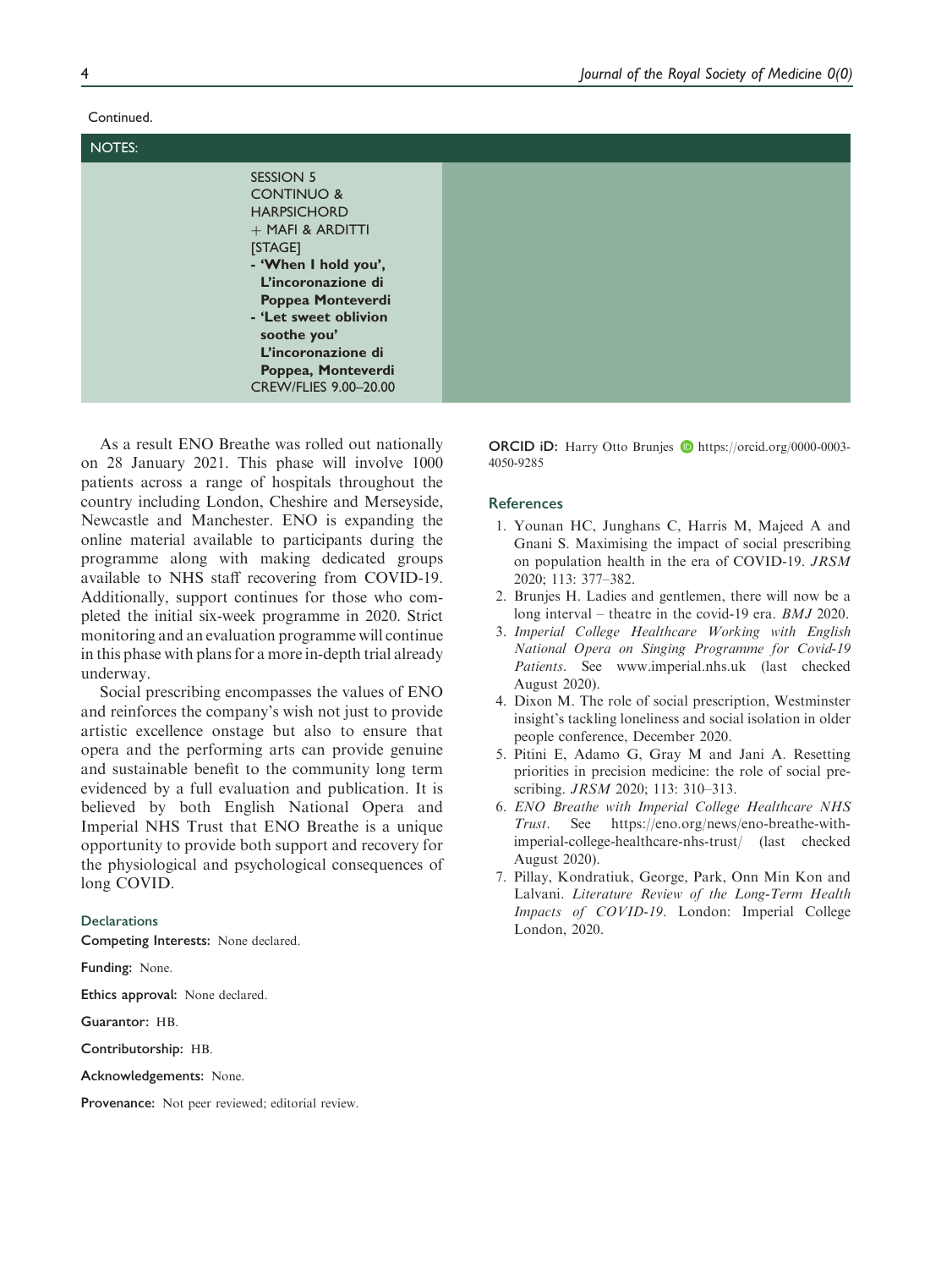Continued.

| NOTES: | |
| --- | --- |
| SESSION 5<br>CONTINUO & HARPSICHORD<br>+ MAFI & ARDITTI [STAGE]<br>- **'When I hold you', L'incoronazione di Poppea Monteverdi**<br>- **'Let sweet oblivion soothe you' L'incoronazione di Poppea, Monteverdi**<br>CREW/FLIES 9.00–20.00 | |

As a result ENO Breathe was rolled out nationally on 28 January 2021. This phase will involve 1000 patients across a range of hospitals throughout the country including London, Cheshire and Merseyside, Newcastle and Manchester. ENO is expanding the online material available to participants during the programme along with making dedicated groups available to NHS staff recovering from COVID-19. Additionally, support continues for those who completed the initial six-week programme in 2020. Strict monitoring and an evaluation programme will continue in this phase with plans for a more in-depth trial already underway.

Social prescribing encompasses the values of ENO and reinforces the company's wish not just to provide artistic excellence onstage but also to ensure that opera and the performing arts can provide genuine and sustainable benefit to the community long term evidenced by a full evaluation and publication. It is believed by both English National Opera and Imperial NHS Trust that ENO Breathe is a unique opportunity to provide both support and recovery for the physiological and psychological consequences of long COVID.

### Declarations

**Competing Interests:** None declared.

**Funding:** None.

**Ethics approval:** None declared.

**Guarantor:** HB.

**Contributorship:** HB.

**Acknowledgements:** None.

**Provenance:** Not peer reviewed; editorial review.

**ORCID iD:** Harry Otto Brunjes https://orcid.org/0000-0003-4050-9285

### References

1. Younan HC, Junghans C, Harris M, Majeed A and Gnani S. Maximising the impact of social prescribing on population health in the era of COVID-19. *JRSM* 2020; 113: 377–382.
2. Brunjes H. Ladies and gentlemen, there will now be a long interval – theatre in the covid-19 era. *BMJ* 2020.
3. *Imperial College Healthcare Working with English National Opera on Singing Programme for Covid-19 Patients*. See www.imperial.nhs.uk (last checked August 2020).
4. Dixon M. The role of social prescription, Westminster insight's tackling loneliness and social isolation in older people conference, December 2020.
5. Pitini E, Adamo G, Gray M and Jani A. Resetting priorities in precision medicine: the role of social prescribing. *JRSM* 2020; 113: 310–313.
6. *ENO Breathe with Imperial College Healthcare NHS Trust*. See https://eno.org/news/eno-breathe-with-imperial-college-healthcare-nhs-trust/ (last checked August 2020).
7. Pillay, Kondratiuk, George, Park, Onn Min Kon and Lalvani. *Literature Review of the Long-Term Health Impacts of COVID-19*. London: Imperial College London, 2020.